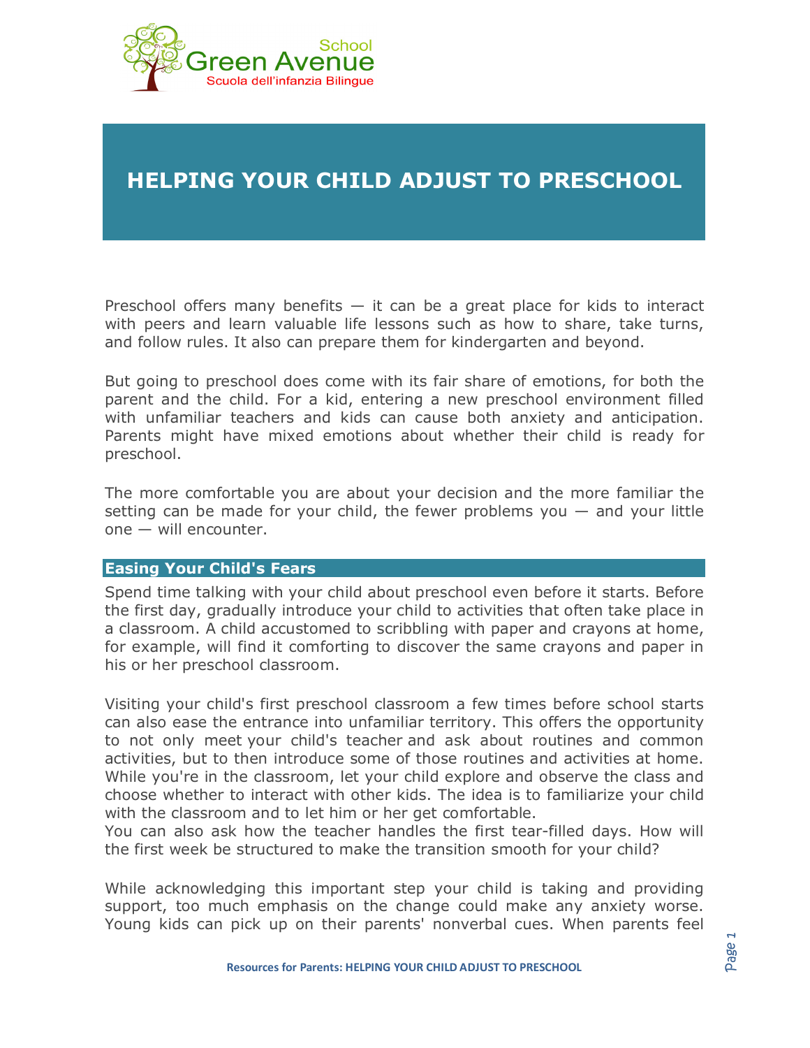School
Green Avenue
Scuola dell'infanzia Bilingue

# HELPING YOUR CHILD ADJUST TO PRESCHOOL

Preschool offers many benefits — it can be a great place for kids to interact with peers and learn valuable life lessons such as how to share, take turns, and follow rules. It also can prepare them for kindergarten and beyond.

But going to preschool does come with its fair share of emotions, for both the parent and the child. For a kid, entering a new preschool environment filled with unfamiliar teachers and kids can cause both anxiety and anticipation. Parents might have mixed emotions about whether their child is ready for preschool.

The more comfortable you are about your decision and the more familiar the setting can be made for your child, the fewer problems you — and your little one — will encounter.

## Easing Your Child's Fears

Spend time talking with your child about preschool even before it starts. Before the first day, gradually introduce your child to activities that often take place in a classroom. A child accustomed to scribbling with paper and crayons at home, for example, will find it comforting to discover the same crayons and paper in his or her preschool classroom.

Visiting your child's first preschool classroom a few times before school starts can also ease the entrance into unfamiliar territory. This offers the opportunity to not only meet your child's teacher and ask about routines and common activities, but to then introduce some of those routines and activities at home. While you're in the classroom, let your child explore and observe the class and choose whether to interact with other kids. The idea is to familiarize your child with the classroom and to let him or her get comfortable.
You can also ask how the teacher handles the first tear-filled days. How will the first week be structured to make the transition smooth for your child?

While acknowledging this important step your child is taking and providing support, too much emphasis on the change could make any anxiety worse. Young kids can pick up on their parents' nonverbal cues. When parents feel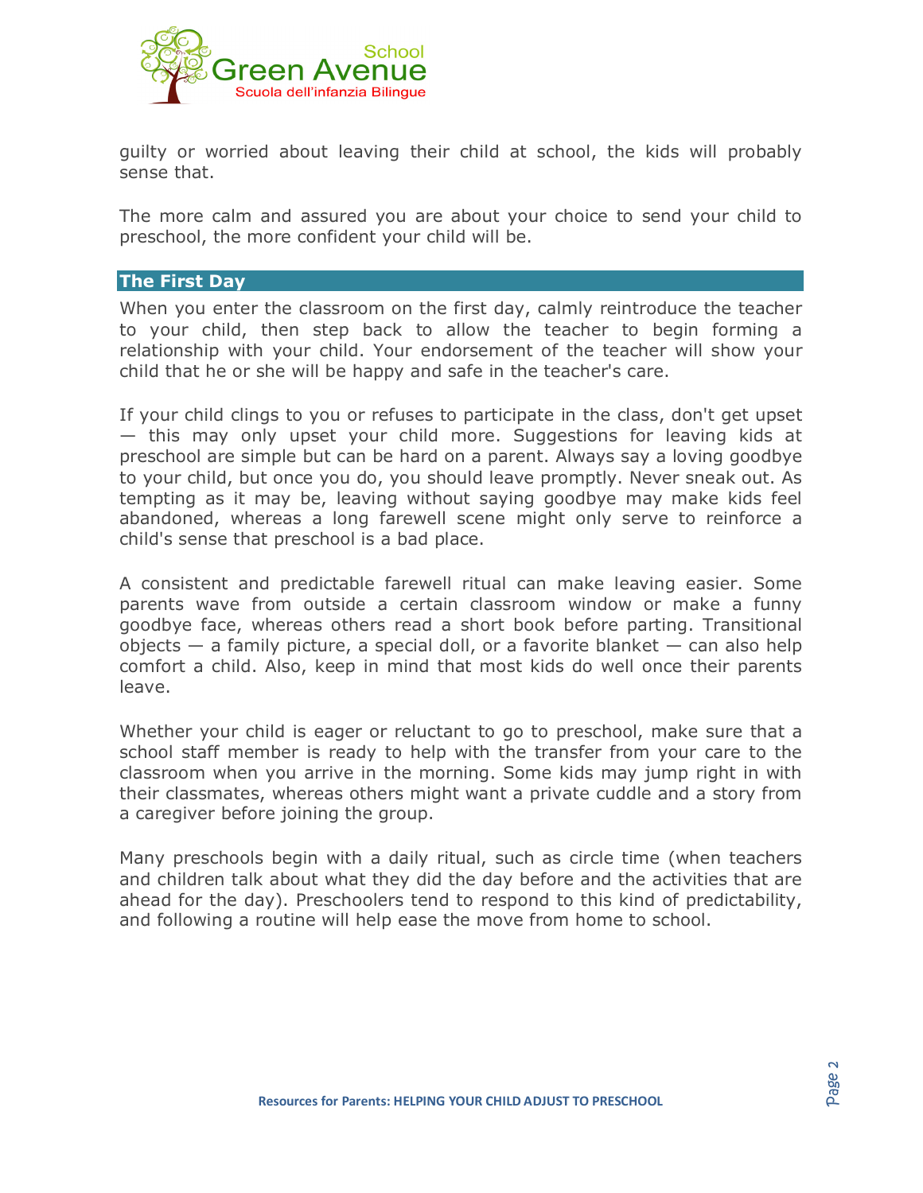guilty or worried about leaving their child at school, the kids will probably sense that.

The more calm and assured you are about your choice to send your child to preschool, the more confident your child will be.

## The First Day

When you enter the classroom on the first day, calmly reintroduce the teacher to your child, then step back to allow the teacher to begin forming a relationship with your child. Your endorsement of the teacher will show your child that he or she will be happy and safe in the teacher's care.

If your child clings to you or refuses to participate in the class, don't get upset — this may only upset your child more. Suggestions for leaving kids at preschool are simple but can be hard on a parent. Always say a loving goodbye to your child, but once you do, you should leave promptly. Never sneak out. As tempting as it may be, leaving without saying goodbye may make kids feel abandoned, whereas a long farewell scene might only serve to reinforce a child's sense that preschool is a bad place.

A consistent and predictable farewell ritual can make leaving easier. Some parents wave from outside a certain classroom window or make a funny goodbye face, whereas others read a short book before parting. Transitional objects — a family picture, a special doll, or a favorite blanket — can also help comfort a child. Also, keep in mind that most kids do well once their parents leave.

Whether your child is eager or reluctant to go to preschool, make sure that a school staff member is ready to help with the transfer from your care to the classroom when you arrive in the morning. Some kids may jump right in with their classmates, whereas others might want a private cuddle and a story from a caregiver before joining the group.

Many preschools begin with a daily ritual, such as circle time (when teachers and children talk about what they did the day before and the activities that are ahead for the day). Preschoolers tend to respond to this kind of predictability, and following a routine will help ease the move from home to school.